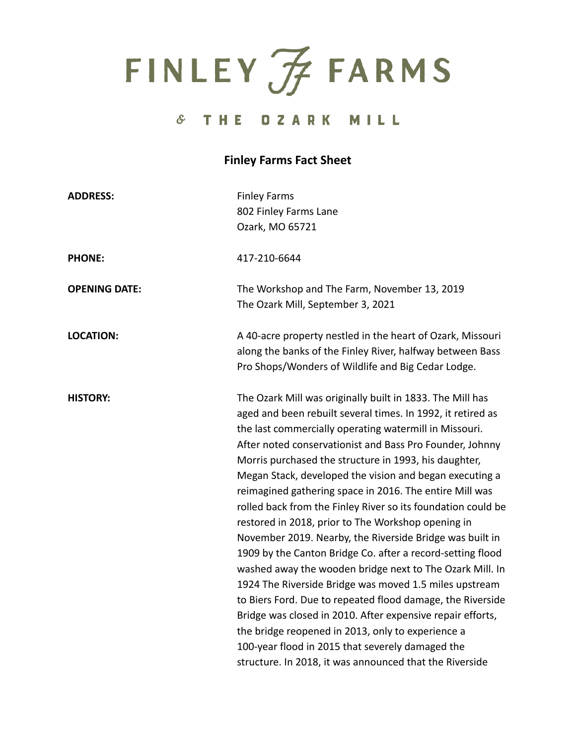# FINLEY FARMS

## & THE OZARK MILL

### Finley Farms Fact Sheet

| | |
|---|---|
| **ADDRESS:** | Finley Farms<br>802 Finley Farms Lane<br>Ozark, MO 65721 |
| **PHONE:** | 417-210-6644 |
| **OPENING DATE:** | The Workshop and The Farm, November 13, 2019<br>The Ozark Mill, September 3, 2021 |
| **LOCATION:** | A 40-acre property nestled in the heart of Ozark, Missouri along the banks of the Finley River, halfway between Bass Pro Shops/Wonders of Wildlife and Big Cedar Lodge. |
| **HISTORY:** | The Ozark Mill was originally built in 1833. The Mill has aged and been rebuilt several times. In 1992, it retired as the last commercially operating watermill in Missouri. After noted conservationist and Bass Pro Founder, Johnny Morris purchased the structure in 1993, his daughter, Megan Stack, developed the vision and began executing a reimagined gathering space in 2016. The entire Mill was rolled back from the Finley River so its foundation could be restored in 2018, prior to The Workshop opening in November 2019. Nearby, the Riverside Bridge was built in 1909 by the Canton Bridge Co. after a record-setting flood washed away the wooden bridge next to The Ozark Mill. In 1924 The Riverside Bridge was moved 1.5 miles upstream to Biers Ford. Due to repeated flood damage, the Riverside Bridge was closed in 2010. After expensive repair efforts, the bridge reopened in 2013, only to experience a 100-year flood in 2015 that severely damaged the structure. In 2018, it was announced that the Riverside |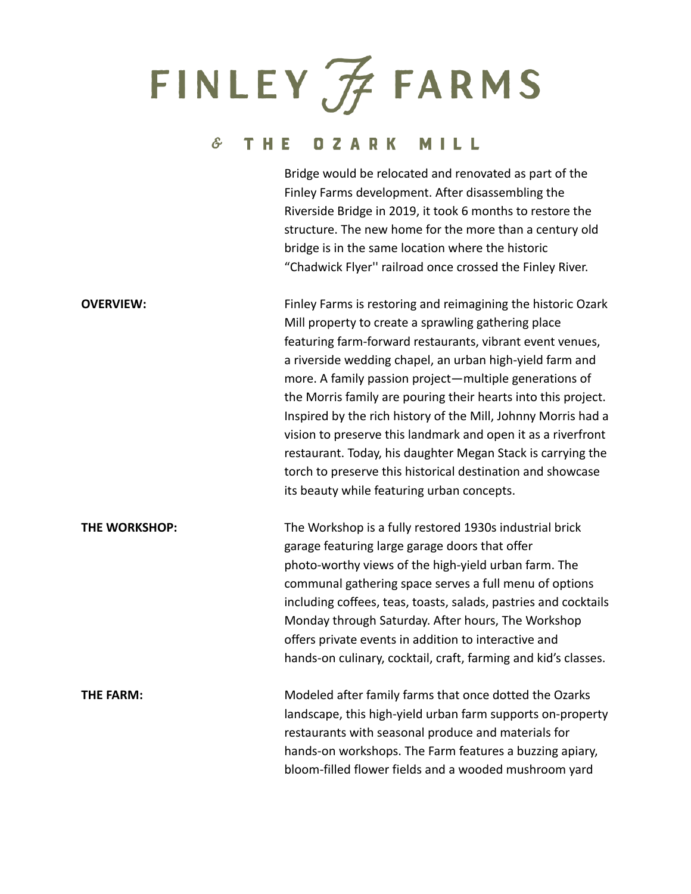Bridge would be relocated and renovated as part of the Finley Farms development. After disassembling the Riverside Bridge in 2019, it took 6 months to restore the structure. The new home for the more than a century old bridge is in the same location where the historic "Chadwick Flyer'' railroad once crossed the Finley River.

**OVERVIEW:** Finley Farms is restoring and reimagining the historic Ozark Mill property to create a sprawling gathering place featuring farm-forward restaurants, vibrant event venues, a riverside wedding chapel, an urban high-yield farm and more. A family passion project—multiple generations of the Morris family are pouring their hearts into this project. Inspired by the rich history of the Mill, Johnny Morris had a vision to preserve this landmark and open it as a riverfront restaurant. Today, his daughter Megan Stack is carrying the torch to preserve this historical destination and showcase its beauty while featuring urban concepts.

**THE WORKSHOP:** The Workshop is a fully restored 1930s industrial brick garage featuring large garage doors that offer photo-worthy views of the high-yield urban farm. The communal gathering space serves a full menu of options including coffees, teas, toasts, salads, pastries and cocktails Monday through Saturday. After hours, The Workshop offers private events in addition to interactive and hands-on culinary, cocktail, craft, farming and kid's classes.

**THE FARM:** Modeled after family farms that once dotted the Ozarks landscape, this high-yield urban farm supports on-property restaurants with seasonal produce and materials for hands-on workshops. The Farm features a buzzing apiary, bloom-filled flower fields and a wooded mushroom yard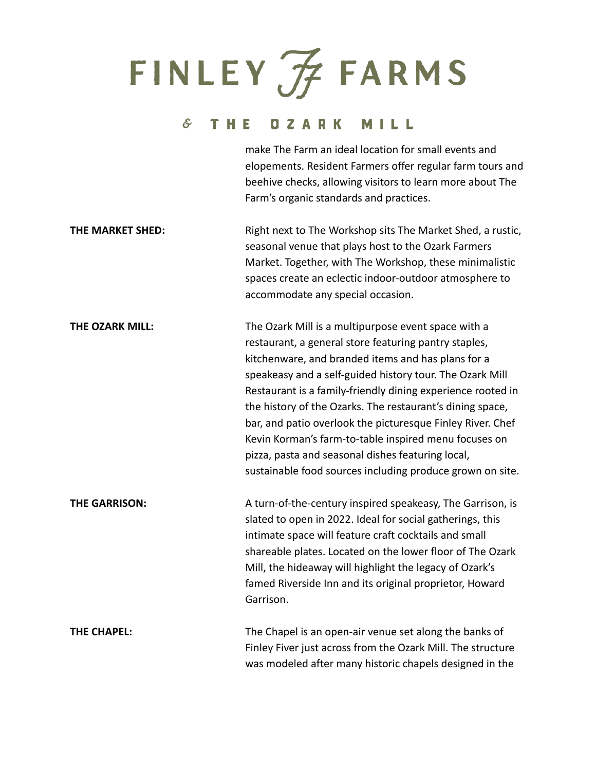make The Farm an ideal location for small events and elopements. Resident Farmers offer regular farm tours and beehive checks, allowing visitors to learn more about The Farm's organic standards and practices.

**THE MARKET SHED:** Right next to The Workshop sits The Market Shed, a rustic, seasonal venue that plays host to the Ozark Farmers Market. Together, with The Workshop, these minimalistic spaces create an eclectic indoor-outdoor atmosphere to accommodate any special occasion.

**THE OZARK MILL:** The Ozark Mill is a multipurpose event space with a restaurant, a general store featuring pantry staples, kitchenware, and branded items and has plans for a speakeasy and a self-guided history tour. The Ozark Mill Restaurant is a family-friendly dining experience rooted in the history of the Ozarks. The restaurant's dining space, bar, and patio overlook the picturesque Finley River. Chef Kevin Korman's farm-to-table inspired menu focuses on pizza, pasta and seasonal dishes featuring local, sustainable food sources including produce grown on site.

**THE GARRISON:** A turn-of-the-century inspired speakeasy, The Garrison, is slated to open in 2022. Ideal for social gatherings, this intimate space will feature craft cocktails and small shareable plates. Located on the lower floor of The Ozark Mill, the hideaway will highlight the legacy of Ozark's famed Riverside Inn and its original proprietor, Howard Garrison.

**THE CHAPEL:** The Chapel is an open-air venue set along the banks of Finley Fiver just across from the Ozark Mill. The structure was modeled after many historic chapels designed in the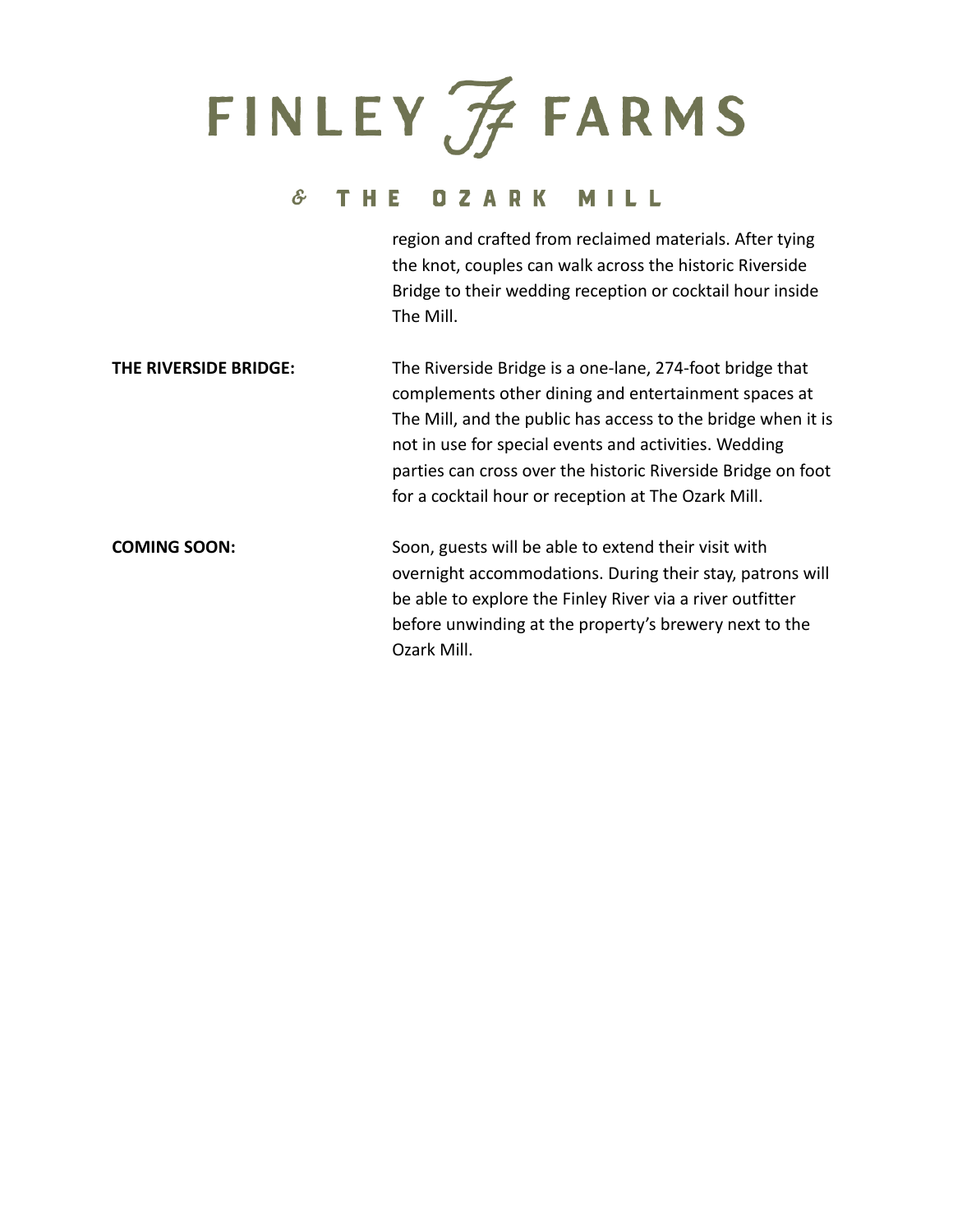region and crafted from reclaimed materials. After tying the knot, couples can walk across the historic Riverside Bridge to their wedding reception or cocktail hour inside The Mill.

**THE RIVERSIDE BRIDGE:** The Riverside Bridge is a one-lane, 274-foot bridge that complements other dining and entertainment spaces at The Mill, and the public has access to the bridge when it is not in use for special events and activities. Wedding parties can cross over the historic Riverside Bridge on foot for a cocktail hour or reception at The Ozark Mill.

**COMING SOON:** Soon, guests will be able to extend their visit with overnight accommodations. During their stay, patrons will be able to explore the Finley River via a river outfitter before unwinding at the property's brewery next to the Ozark Mill.